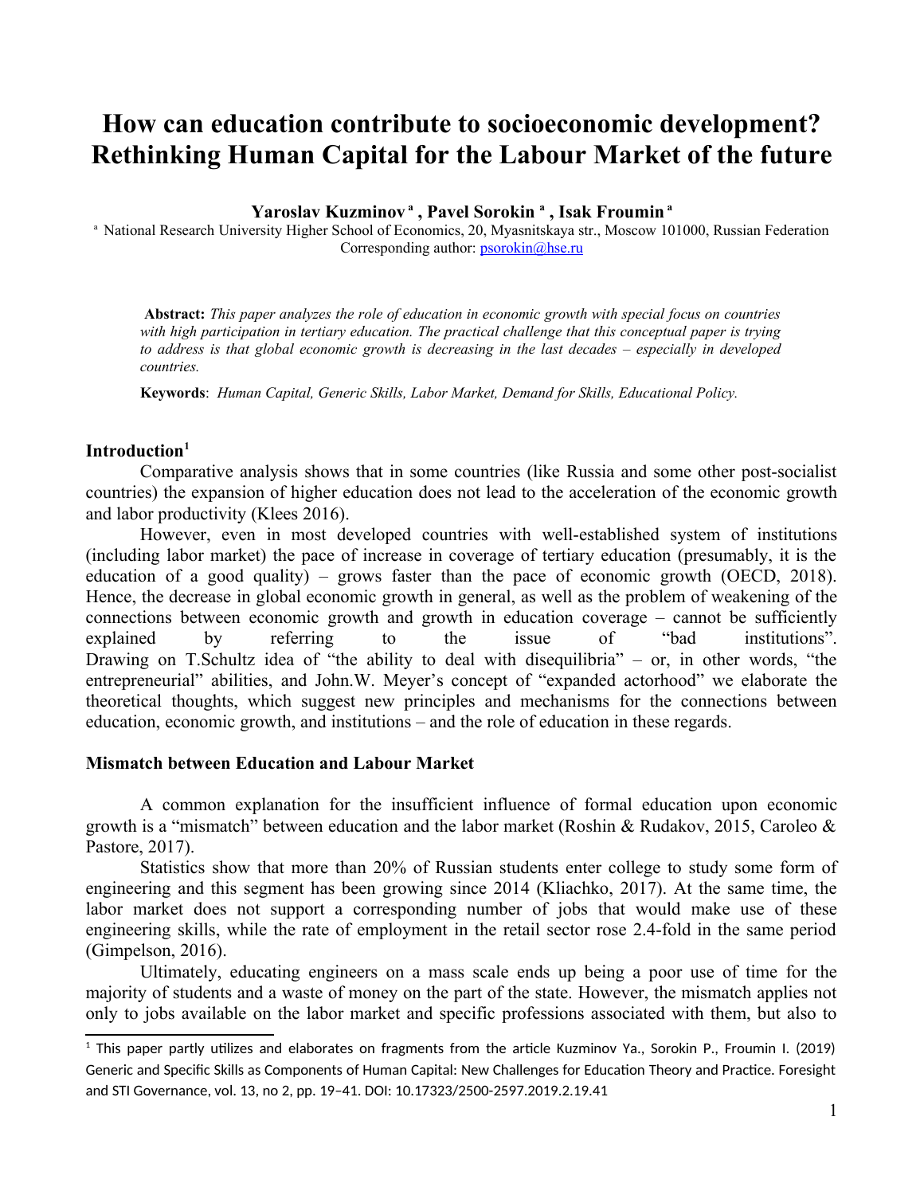# How can education contribute to socioeconomic development? Rethinking Human Capital for the Labour Market of the future

**Yaroslav Kuzminov** [a] **, Pavel Sorokin** [a] **, Isak Froumin** [a]

[a] National Research University Higher School of Economics, 20, Myasnitskaya str., Moscow 101000, Russian Federation
Corresponding author: psorokin@hse.ru

**Abstract:** *This paper analyzes the role of education in economic growth with special focus on countries with high participation in tertiary education. The practical challenge that this conceptual paper is trying to address is that global economic growth is decreasing in the last decades – especially in developed countries.*

**Keywords**: *Human Capital, Generic Skills, Labor Market, Demand for Skills, Educational Policy.*

## Introduction[1]

Comparative analysis shows that in some countries (like Russia and some other post-socialist countries) the expansion of higher education does not lead to the acceleration of the economic growth and labor productivity (Klees 2016).

However, even in most developed countries with well-established system of institutions (including labor market) the pace of increase in coverage of tertiary education (presumably, it is the education of a good quality) – grows faster than the pace of economic growth (OECD, 2018). Hence, the decrease in global economic growth in general, as well as the problem of weakening of the connections between economic growth and growth in education coverage – cannot be sufficiently explained by referring to the issue of "bad institutions". Drawing on T.Schultz idea of "the ability to deal with disequilibria" – or, in other words, "the entrepreneurial" abilities, and John.W. Meyer's concept of "expanded actorhood" we elaborate the theoretical thoughts, which suggest new principles and mechanisms for the connections between education, economic growth, and institutions – and the role of education in these regards.

## Mismatch between Education and Labour Market

A common explanation for the insufficient influence of formal education upon economic growth is a "mismatch" between education and the labor market (Roshin & Rudakov, 2015, Caroleo & Pastore, 2017).

Statistics show that more than 20% of Russian students enter college to study some form of engineering and this segment has been growing since 2014 (Kliachko, 2017). At the same time, the labor market does not support a corresponding number of jobs that would make use of these engineering skills, while the rate of employment in the retail sector rose 2.4-fold in the same period (Gimpelson, 2016).

Ultimately, educating engineers on a mass scale ends up being a poor use of time for the majority of students and a waste of money on the part of the state. However, the mismatch applies not only to jobs available on the labor market and specific professions associated with them, but also to

[1] This paper partly utilizes and elaborates on fragments from the article Kuzminov Ya., Sorokin P., Froumin I. (2019) Generic and Specific Skills as Components of Human Capital: New Challenges for Education Theory and Practice. Foresight and STI Governance, vol. 13, no 2, pp. 19–41. DOI: 10.17323/2500-2597.2019.2.19.41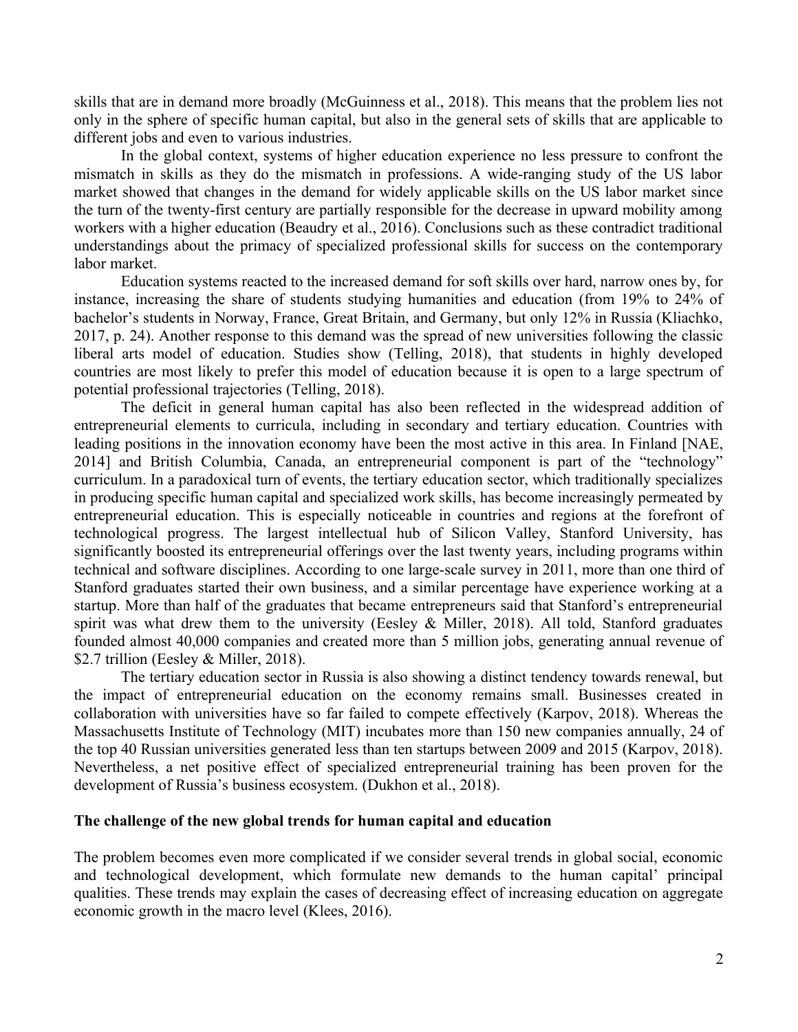skills that are in demand more broadly (McGuinness et al., 2018). This means that the problem lies not only in the sphere of specific human capital, but also in the general sets of skills that are applicable to different jobs and even to various industries.

In the global context, systems of higher education experience no less pressure to confront the mismatch in skills as they do the mismatch in professions. A wide-ranging study of the US labor market showed that changes in the demand for widely applicable skills on the US labor market since the turn of the twenty-first century are partially responsible for the decrease in upward mobility among workers with a higher education (Beaudry et al., 2016). Conclusions such as these contradict traditional understandings about the primacy of specialized professional skills for success on the contemporary labor market.

Education systems reacted to the increased demand for soft skills over hard, narrow ones by, for instance, increasing the share of students studying humanities and education (from 19% to 24% of bachelor's students in Norway, France, Great Britain, and Germany, but only 12% in Russia (Kliachko, 2017, p. 24). Another response to this demand was the spread of new universities following the classic liberal arts model of education. Studies show (Telling, 2018), that students in highly developed countries are most likely to prefer this model of education because it is open to a large spectrum of potential professional trajectories (Telling, 2018).

The deficit in general human capital has also been reflected in the widespread addition of entrepreneurial elements to curricula, including in secondary and tertiary education. Countries with leading positions in the innovation economy have been the most active in this area. In Finland [NAE, 2014] and British Columbia, Canada, an entrepreneurial component is part of the "technology" curriculum. In a paradoxical turn of events, the tertiary education sector, which traditionally specializes in producing specific human capital and specialized work skills, has become increasingly permeated by entrepreneurial education. This is especially noticeable in countries and regions at the forefront of technological progress. The largest intellectual hub of Silicon Valley, Stanford University, has significantly boosted its entrepreneurial offerings over the last twenty years, including programs within technical and software disciplines. According to one large-scale survey in 2011, more than one third of Stanford graduates started their own business, and a similar percentage have experience working at a startup. More than half of the graduates that became entrepreneurs said that Stanford's entrepreneurial spirit was what drew them to the university (Eesley & Miller, 2018). All told, Stanford graduates founded almost 40,000 companies and created more than 5 million jobs, generating annual revenue of \$2.7 trillion (Eesley & Miller, 2018).

The tertiary education sector in Russia is also showing a distinct tendency towards renewal, but the impact of entrepreneurial education on the economy remains small. Businesses created in collaboration with universities have so far failed to compete effectively (Karpov, 2018). Whereas the Massachusetts Institute of Technology (MIT) incubates more than 150 new companies annually, 24 of the top 40 Russian universities generated less than ten startups between 2009 and 2015 (Karpov, 2018). Nevertheless, a net positive effect of specialized entrepreneurial training has been proven for the development of Russia's business ecosystem. (Dukhon et al., 2018).

## The challenge of the new global trends for human capital and education

The problem becomes even more complicated if we consider several trends in global social, economic and technological development, which formulate new demands to the human capital' principal qualities. These trends may explain the cases of decreasing effect of increasing education on aggregate economic growth in the macro level (Klees, 2016).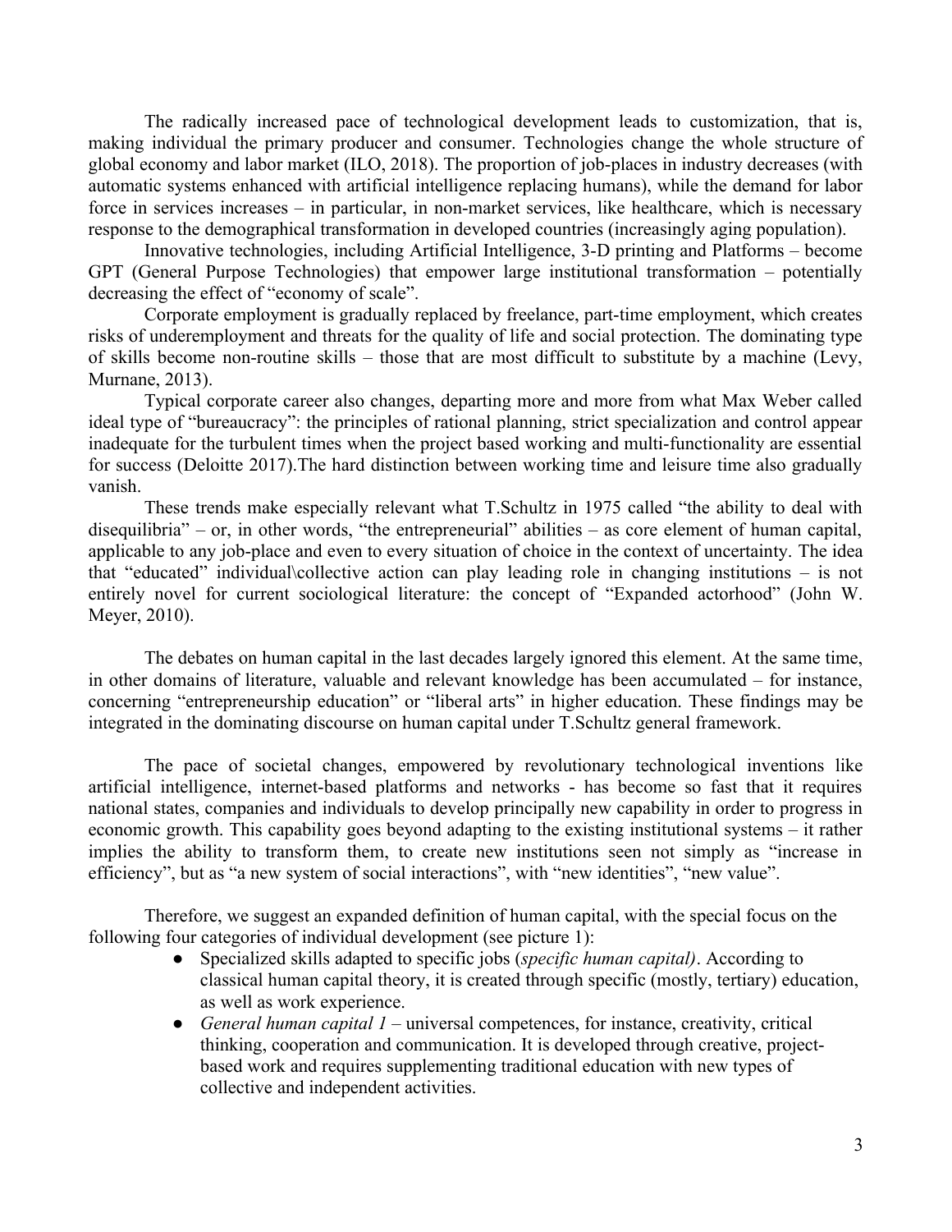The radically increased pace of technological development leads to customization, that is, making individual the primary producer and consumer. Technologies change the whole structure of global economy and labor market (ILO, 2018). The proportion of job-places in industry decreases (with automatic systems enhanced with artificial intelligence replacing humans), while the demand for labor force in services increases – in particular, in non-market services, like healthcare, which is necessary response to the demographical transformation in developed countries (increasingly aging population).

Innovative technologies, including Artificial Intelligence, 3-D printing and Platforms – become GPT (General Purpose Technologies) that empower large institutional transformation – potentially decreasing the effect of "economy of scale".

Corporate employment is gradually replaced by freelance, part-time employment, which creates risks of underemployment and threats for the quality of life and social protection. The dominating type of skills become non-routine skills – those that are most difficult to substitute by a machine (Levy, Murnane, 2013).

Typical corporate career also changes, departing more and more from what Max Weber called ideal type of "bureaucracy": the principles of rational planning, strict specialization and control appear inadequate for the turbulent times when the project based working and multi-functionality are essential for success (Deloitte 2017).The hard distinction between working time and leisure time also gradually vanish.

These trends make especially relevant what T.Schultz in 1975 called "the ability to deal with disequilibria" – or, in other words, "the entrepreneurial" abilities – as core element of human capital, applicable to any job-place and even to every situation of choice in the context of uncertainty. The idea that "educated" individual\collective action can play leading role in changing institutions – is not entirely novel for current sociological literature: the concept of "Expanded actorhood" (John W. Meyer, 2010).

The debates on human capital in the last decades largely ignored this element. At the same time, in other domains of literature, valuable and relevant knowledge has been accumulated – for instance, concerning "entrepreneurship education" or "liberal arts" in higher education. These findings may be integrated in the dominating discourse on human capital under T.Schultz general framework.

The pace of societal changes, empowered by revolutionary technological inventions like artificial intelligence, internet-based platforms and networks - has become so fast that it requires national states, companies and individuals to develop principally new capability in order to progress in economic growth. This capability goes beyond adapting to the existing institutional systems – it rather implies the ability to transform them, to create new institutions seen not simply as "increase in efficiency", but as "a new system of social interactions", with "new identities", "new value".

Therefore, we suggest an expanded definition of human capital, with the special focus on the following four categories of individual development (see picture 1):

- Specialized skills adapted to specific jobs (*specific human capital)*. According to classical human capital theory, it is created through specific (mostly, tertiary) education, as well as work experience.
- *General human capital 1* – universal competences, for instance, creativity, critical thinking, cooperation and communication. It is developed through creative, project-based work and requires supplementing traditional education with new types of collective and independent activities.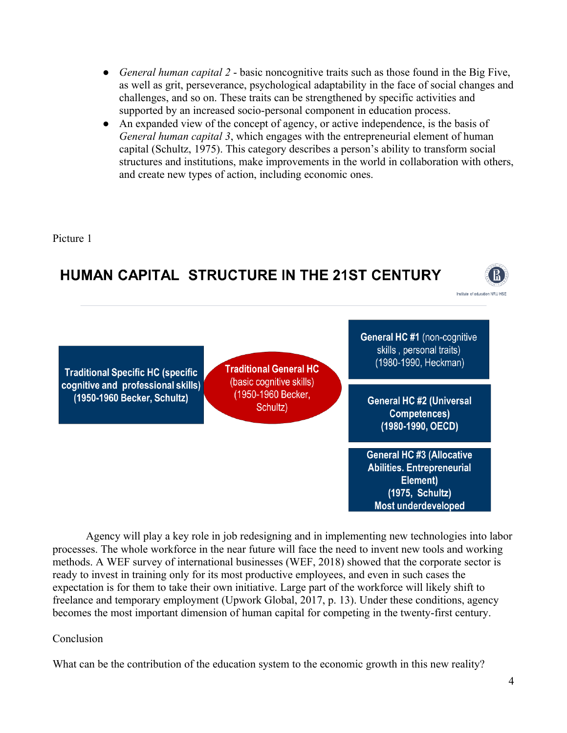- *General human capital 2* - basic noncognitive traits such as those found in the Big Five, as well as grit, perseverance, psychological adaptability in the face of social changes and challenges, and so on. These traits can be strengthened by specific activities and supported by an increased socio-personal component in education process.
- An expanded view of the concept of agency, or active independence, is the basis of *General human capital 3*, which engages with the entrepreneurial element of human capital (Schultz, 1975). This category describes a person's ability to transform social structures and institutions, make improvements in the world in collaboration with others, and create new types of action, including economic ones.

Picture 1

**HUMAN CAPITAL STRUCTURE IN THE 21ST CENTURY**

Institute of education NRU HSE

**Traditional Specific HC (specific cognitive and professional skills) (1950-1960 Becker, Schultz)**

**Traditional General HC** (basic cognitive skills) (1950-1960 Becker, Schultz)

**General HC #1** (non-cognitive skills , personal traits) (1980-1990, Heckman)

**General HC #2 (Universal Competences) (1980-1990, OECD)**

**General HC #3 (Allocative Abilities. Entrepreneurial Element) (1975, Schultz) Most underdeveloped**

Agency will play a key role in job redesigning and in implementing new technologies into labor processes. The whole workforce in the near future will face the need to invent new tools and working methods. A WEF survey of international businesses (WEF, 2018) showed that the corporate sector is ready to invest in training only for its most productive employees, and even in such cases the expectation is for them to take their own initiative. Large part of the workforce will likely shift to freelance and temporary employment (Upwork Global, 2017, p. 13). Under these conditions, agency becomes the most important dimension of human capital for competing in the twenty-first century.

## Conclusion

What can be the contribution of the education system to the economic growth in this new reality?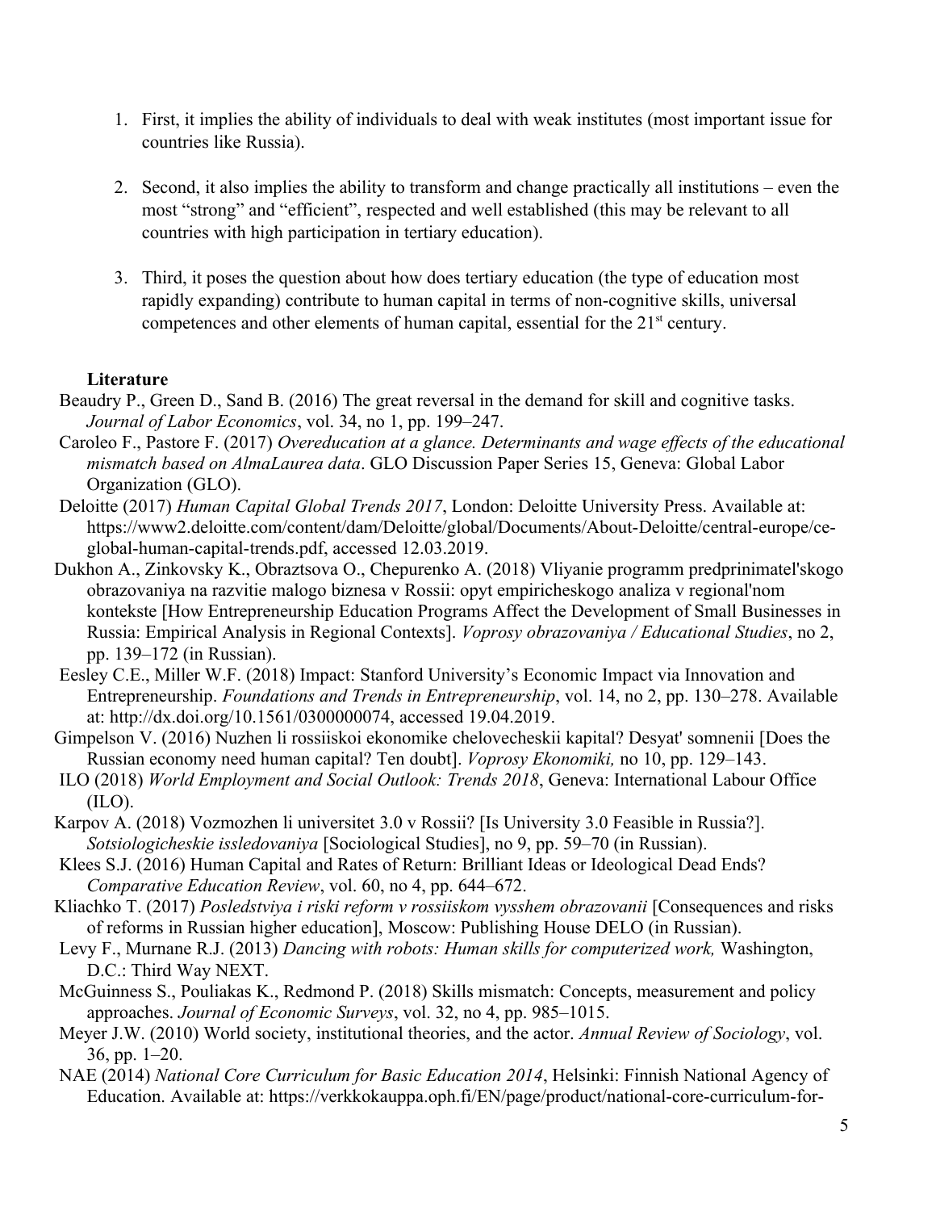1. First, it implies the ability of individuals to deal with weak institutes (most important issue for countries like Russia).

2. Second, it also implies the ability to transform and change practically all institutions – even the most "strong" and "efficient", respected and well established (this may be relevant to all countries with high participation in tertiary education).

3. Third, it poses the question about how does tertiary education (the type of education most rapidly expanding) contribute to human capital in terms of non-cognitive skills, universal competences and other elements of human capital, essential for the 21st century.

**Literature**

Beaudry P., Green D., Sand B. (2016) The great reversal in the demand for skill and cognitive tasks. *Journal of Labor Economics*, vol. 34, no 1, pp. 199–247.

Caroleo F., Pastore F. (2017) *Overeducation at a glance. Determinants and wage effects of the educational mismatch based on AlmaLaurea data*. GLO Discussion Paper Series 15, Geneva: Global Labor Organization (GLO).

Deloitte (2017) *Human Capital Global Trends 2017*, London: Deloitte University Press. Available at: https://www2.deloitte.com/content/dam/Deloitte/global/Documents/About-Deloitte/central-europe/ce-global-human-capital-trends.pdf, accessed 12.03.2019.

Dukhon A., Zinkovsky K., Obraztsova O., Chepurenko A. (2018) Vliyanie programm predprinimatel'skogo obrazovaniya na razvitie malogo biznesa v Rossii: opyt empiricheskogo analiza v regional'nom kontekste [How Entrepreneurship Education Programs Affect the Development of Small Businesses in Russia: Empirical Analysis in Regional Contexts]. *Voprosy obrazovaniya / Educational Studies*, no 2, pp. 139–172 (in Russian).

Eesley C.E., Miller W.F. (2018) Impact: Stanford University's Economic Impact via Innovation and Entrepreneurship. *Foundations and Trends in Entrepreneurship*, vol. 14, no 2, pp. 130–278. Available at: http://dx.doi.org/10.1561/0300000074, accessed 19.04.2019.

Gimpelson V. (2016) Nuzhen li rossiiskoi ekonomike chelovecheskii kapital? Desyat' somnenii [Does the Russian economy need human capital? Ten doubt]. *Voprosy Ekonomiki,* no 10, pp. 129–143.

ILO (2018) *World Employment and Social Outlook: Trends 2018*, Geneva: International Labour Office (ILO).

Karpov A. (2018) Vozmozhen li universitet 3.0 v Rossii? [Is University 3.0 Feasible in Russia?]. *Sotsiologicheskie issledovaniya* [Sociological Studies], no 9, pp. 59–70 (in Russian).

Klees S.J. (2016) Human Capital and Rates of Return: Brilliant Ideas or Ideological Dead Ends? *Comparative Education Review*, vol. 60, no 4, pp. 644–672.

Kliachko T. (2017) *Posledstviya i riski reform v rossiiskom vysshem obrazovanii* [Consequences and risks of reforms in Russian higher education], Moscow: Publishing House DELO (in Russian).

Levy F., Murnane R.J. (2013) *Dancing with robots: Human skills for computerized work,* Washington, D.C.: Third Way NEXT.

McGuinness S., Pouliakas K., Redmond P. (2018) Skills mismatch: Concepts, measurement and policy approaches. *Journal of Economic Surveys*, vol. 32, no 4, pp. 985–1015.

Meyer J.W. (2010) World society, institutional theories, and the actor. *Annual Review of Sociology*, vol. 36, pp. 1–20.

NAE (2014) *National Core Curriculum for Basic Education 2014*, Helsinki: Finnish National Agency of Education. Available at: https://verkkokauppa.oph.fi/EN/page/product/national-core-curriculum-for-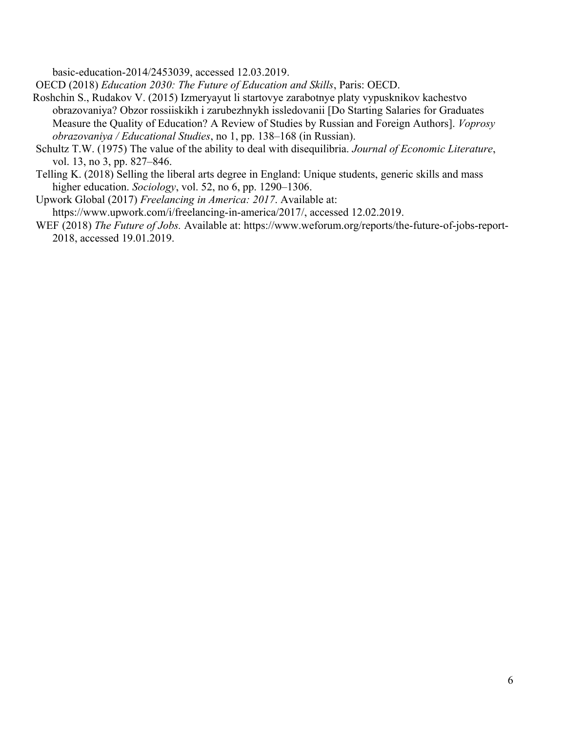basic-education-2014/2453039, accessed 12.03.2019.

OECD (2018) *Education 2030: The Future of Education and Skills*, Paris: OECD.

Roshchin S., Rudakov V. (2015) Izmeryayut li startovye zarabotnye platy vypusknikov kachestvo obrazovaniya? Obzor rossiiskikh i zarubezhnykh issledovanii [Do Starting Salaries for Graduates Measure the Quality of Education? A Review of Studies by Russian and Foreign Authors]. *Voprosy obrazovaniya / Educational Studies*, no 1, pp. 138–168 (in Russian).

Schultz T.W. (1975) The value of the ability to deal with disequilibria. *Journal of Economic Literature*, vol. 13, no 3, pp. 827–846.

Telling K. (2018) Selling the liberal arts degree in England: Unique students, generic skills and mass higher education. *Sociology*, vol. 52, no 6, pp. 1290–1306.

Upwork Global (2017) *Freelancing in America: 2017*. Available at: https://www.upwork.com/i/freelancing-in-america/2017/, accessed 12.02.2019.

WEF (2018) *The Future of Jobs.* Available at: https://www.weforum.org/reports/the-future-of-jobs-report-2018, accessed 19.01.2019.